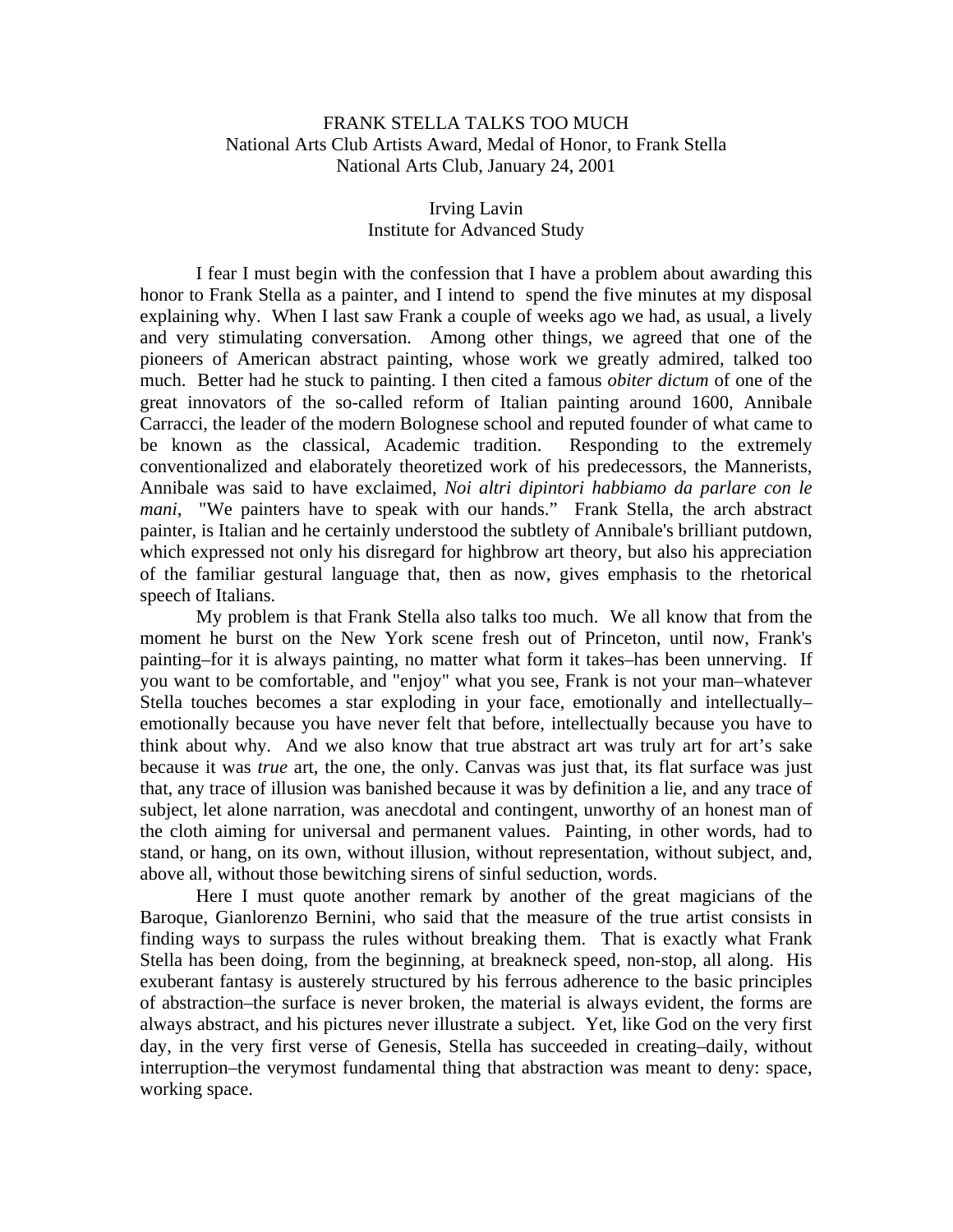# FRANK STELLA TALKS TOO MUCH

National Arts Club Artists Award, Medal of Honor, to Frank Stella
National Arts Club, January 24, 2001

Irving Lavin
Institute for Advanced Study

I fear I must begin with the confession that I have a problem about awarding this honor to Frank Stella as a painter, and I intend to spend the five minutes at my disposal explaining why. When I last saw Frank a couple of weeks ago we had, as usual, a lively and very stimulating conversation. Among other things, we agreed that one of the pioneers of American abstract painting, whose work we greatly admired, talked too much. Better had he stuck to painting. I then cited a famous *obiter dictum* of one of the great innovators of the so-called reform of Italian painting around 1600, Annibale Carracci, the leader of the modern Bolognese school and reputed founder of what came to be known as the classical, Academic tradition. Responding to the extremely conventionalized and elaborately theoretized work of his predecessors, the Mannerists, Annibale was said to have exclaimed, *Noi altri dipintori habbiamo da parlare con le mani*, "We painters have to speak with our hands." Frank Stella, the arch abstract painter, is Italian and he certainly understood the subtlety of Annibale's brilliant putdown, which expressed not only his disregard for highbrow art theory, but also his appreciation of the familiar gestural language that, then as now, gives emphasis to the rhetorical speech of Italians.

My problem is that Frank Stella also talks too much. We all know that from the moment he burst on the New York scene fresh out of Princeton, until now, Frank's painting–for it is always painting, no matter what form it takes–has been unnerving. If you want to be comfortable, and "enjoy" what you see, Frank is not your man–whatever Stella touches becomes a star exploding in your face, emotionally and intellectually–emotionally because you have never felt that before, intellectually because you have to think about why. And we also know that true abstract art was truly art for art's sake because it was *true* art, the one, the only. Canvas was just that, its flat surface was just that, any trace of illusion was banished because it was by definition a lie, and any trace of subject, let alone narration, was anecdotal and contingent, unworthy of an honest man of the cloth aiming for universal and permanent values. Painting, in other words, had to stand, or hang, on its own, without illusion, without representation, without subject, and, above all, without those bewitching sirens of sinful seduction, words.

Here I must quote another remark by another of the great magicians of the Baroque, Gianlorenzo Bernini, who said that the measure of the true artist consists in finding ways to surpass the rules without breaking them. That is exactly what Frank Stella has been doing, from the beginning, at breakneck speed, non-stop, all along. His exuberant fantasy is austerely structured by his ferrous adherence to the basic principles of abstraction–the surface is never broken, the material is always evident, the forms are always abstract, and his pictures never illustrate a subject. Yet, like God on the very first day, in the very first verse of Genesis, Stella has succeeded in creating–daily, without interruption–the verymost fundamental thing that abstraction was meant to deny: space, working space.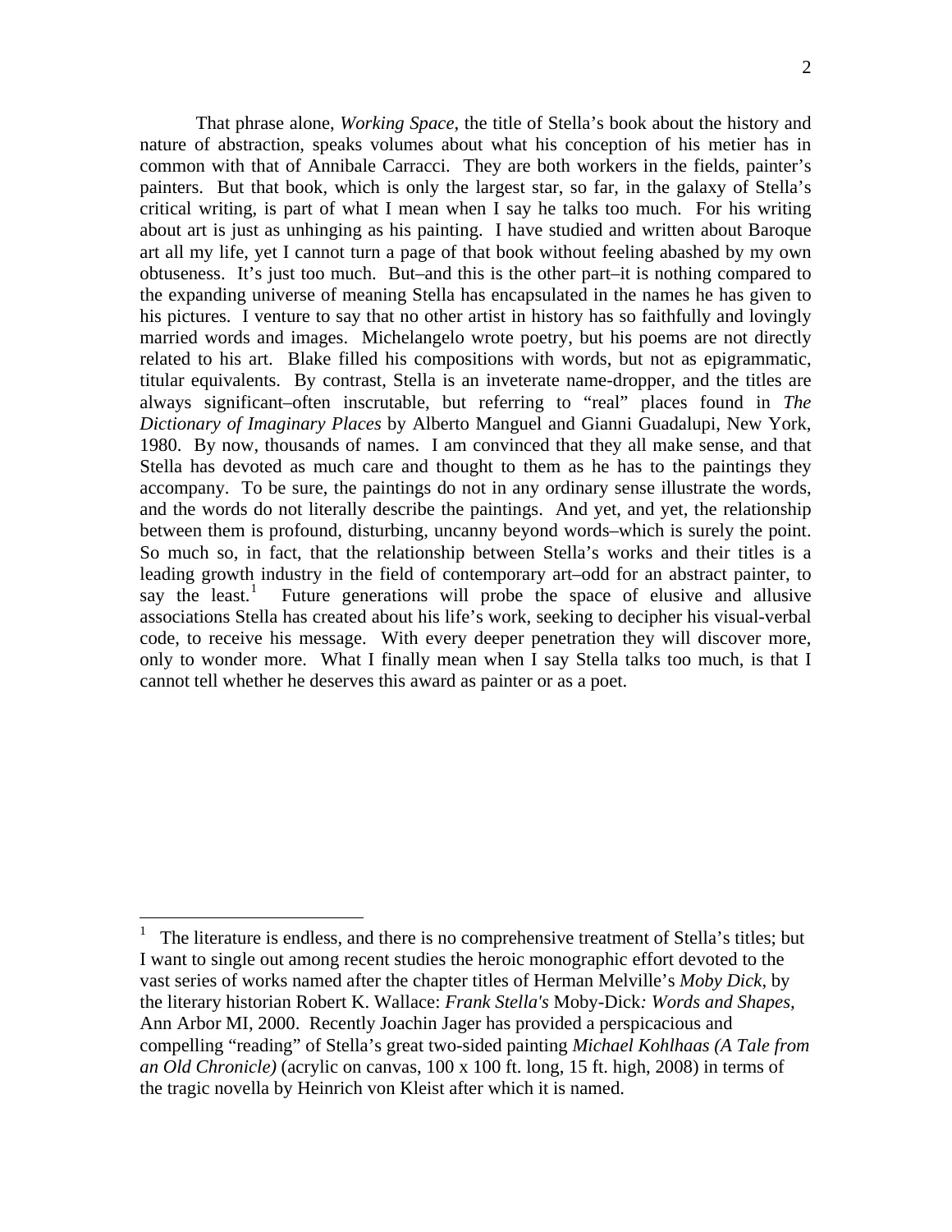That phrase alone, *Working Space*, the title of Stella's book about the history and nature of abstraction, speaks volumes about what his conception of his metier has in common with that of Annibale Carracci. They are both workers in the fields, painter's painters. But that book, which is only the largest star, so far, in the galaxy of Stella's critical writing, is part of what I mean when I say he talks too much. For his writing about art is just as unhinging as his painting. I have studied and written about Baroque art all my life, yet I cannot turn a page of that book without feeling abashed by my own obtuseness. It's just too much. But–and this is the other part–it is nothing compared to the expanding universe of meaning Stella has encapsulated in the names he has given to his pictures. I venture to say that no other artist in history has so faithfully and lovingly married words and images. Michelangelo wrote poetry, but his poems are not directly related to his art. Blake filled his compositions with words, but not as epigrammatic, titular equivalents. By contrast, Stella is an inveterate name-dropper, and the titles are always significant–often inscrutable, but referring to "real" places found in *The Dictionary of Imaginary Places* by Alberto Manguel and Gianni Guadalupi, New York, 1980. By now, thousands of names. I am convinced that they all make sense, and that Stella has devoted as much care and thought to them as he has to the paintings they accompany. To be sure, the paintings do not in any ordinary sense illustrate the words, and the words do not literally describe the paintings. And yet, and yet, the relationship between them is profound, disturbing, uncanny beyond words–which is surely the point. So much so, in fact, that the relationship between Stella's works and their titles is a leading growth industry in the field of contemporary art–odd for an abstract painter, to say the least.[1] Future generations will probe the space of elusive and allusive associations Stella has created about his life's work, seeking to decipher his visual-verbal code, to receive his message. With every deeper penetration they will discover more, only to wonder more. What I finally mean when I say Stella talks too much, is that I cannot tell whether he deserves this award as painter or as a poet.

---

[1] The literature is endless, and there is no comprehensive treatment of Stella's titles; but I want to single out among recent studies the heroic monographic effort devoted to the vast series of works named after the chapter titles of Herman Melville's *Moby Dick*, by the literary historian Robert K. Wallace: *Frank Stella's* Moby-Dick*: Words and Shapes*, Ann Arbor MI, 2000. Recently Joachin Jager has provided a perspicacious and compelling "reading" of Stella's great two-sided painting *Michael Kohlhaas (A Tale from an Old Chronicle)* (acrylic on canvas, 100 x 100 ft. long, 15 ft. high, 2008) in terms of the tragic novella by Heinrich von Kleist after which it is named.